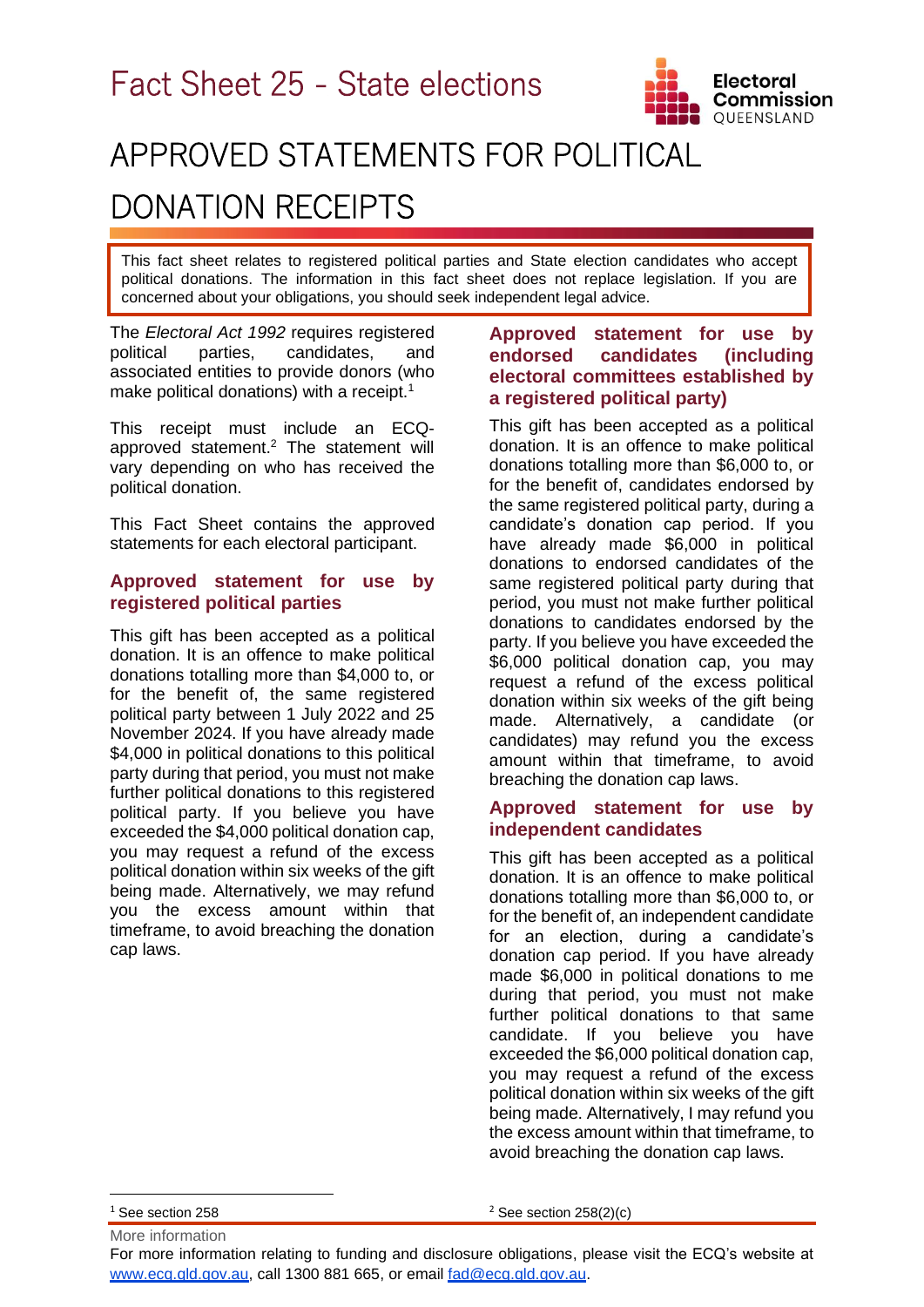# Fact Sheet 25 - State elections

# APPROVED STATEMENTS FOR POLITICAL DONATION RECEIPTS

This fact sheet relates to registered political parties and State election candidates who accept political donations. The information in this fact sheet does not replace legislation. If you are concerned about your obligations, you should seek independent legal advice.

The *Electoral Act 1992* requires registered political parties, candidates, and associated entities to provide donors (who make political donations) with a receipt.[1]

This receipt must include an ECQ-approved statement.[2] The statement will vary depending on who has received the political donation.

This Fact Sheet contains the approved statements for each electoral participant.

## Approved statement for use by registered political parties

This gift has been accepted as a political donation. It is an offence to make political donations totalling more than $4,000 to, or for the benefit of, the same registered political party between 1 July 2022 and 25 November 2024. If you have already made $4,000 in political donations to this political party during that period, you must not make further political donations to this registered political party. If you believe you have exceeded the $4,000 political donation cap, you may request a refund of the excess political donation within six weeks of the gift being made. Alternatively, we may refund you the excess amount within that timeframe, to avoid breaching the donation cap laws.

## Approved statement for use by endorsed candidates (including electoral committees established by a registered political party)

This gift has been accepted as a political donation. It is an offence to make political donations totalling more than $6,000 to, or for the benefit of, candidates endorsed by the same registered political party, during a candidate's donation cap period. If you have already made $6,000 in political donations to endorsed candidates of the same registered political party during that period, you must not make further political donations to candidates endorsed by the party. If you believe you have exceeded the $6,000 political donation cap, you may request a refund of the excess political donation within six weeks of the gift being made. Alternatively, a candidate (or candidates) may refund you the excess amount within that timeframe, to avoid breaching the donation cap laws.

## Approved statement for use by independent candidates

This gift has been accepted as a political donation. It is an offence to make political donations totalling more than $6,000 to, or for the benefit of, an independent candidate for an election, during a candidate's donation cap period. If you have already made $6,000 in political donations to me during that period, you must not make further political donations to that same candidate. If you believe you have exceeded the $6,000 political donation cap, you may request a refund of the excess political donation within six weeks of the gift being made. Alternatively, I may refund you the excess amount within that timeframe, to avoid breaching the donation cap laws.

[1] See section 258

[2] See section 258(2)(c)

More information

For more information relating to funding and disclosure obligations, please visit the ECQ's website at www.ecq.qld.gov.au, call 1300 881 665, or email fad@ecq.qld.gov.au.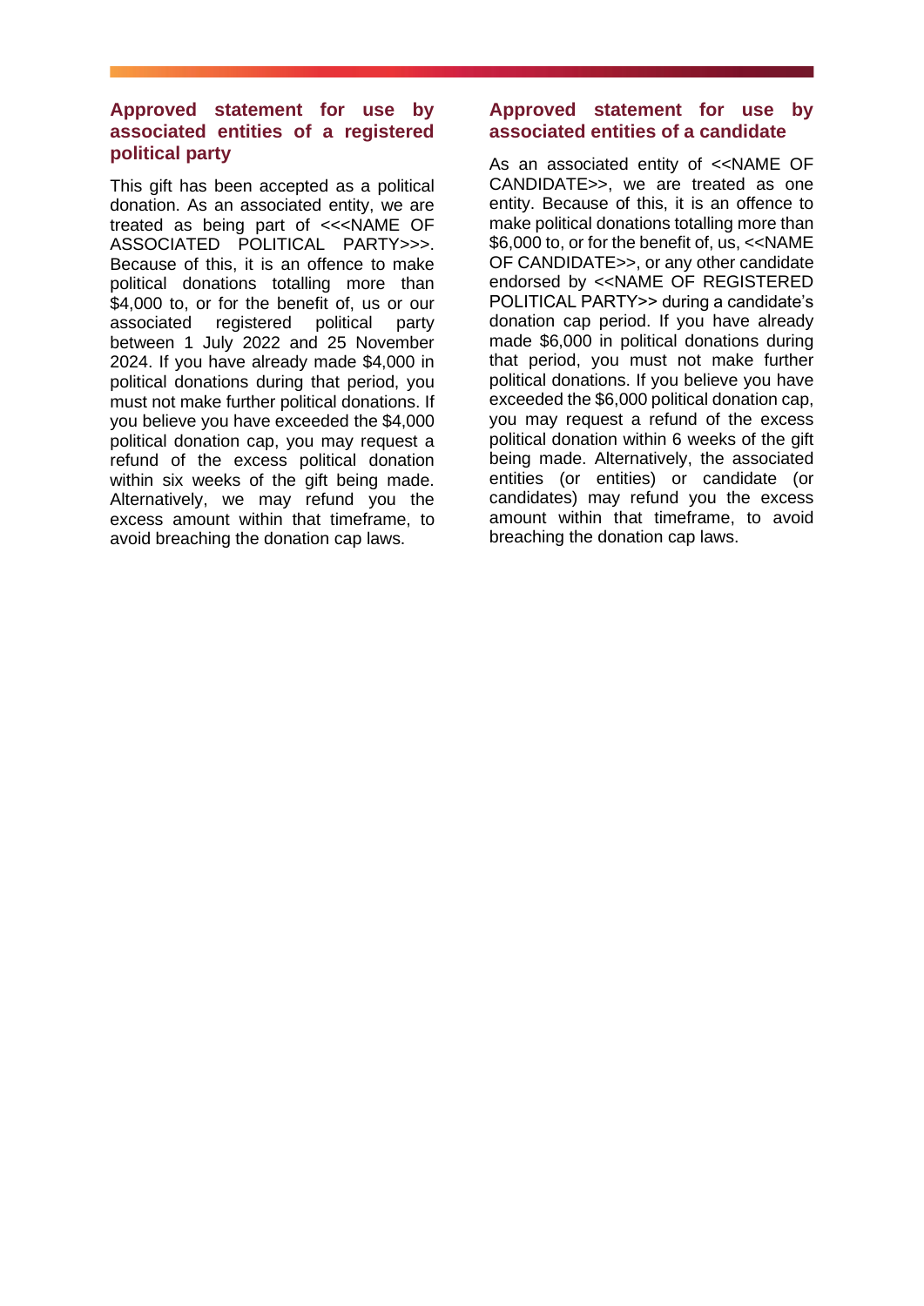## Approved statement for use by associated entities of a registered political party

This gift has been accepted as a political donation. As an associated entity, we are treated as being part of <<<NAME OF ASSOCIATED POLITICAL PARTY>>>. Because of this, it is an offence to make political donations totalling more than $4,000 to, or for the benefit of, us or our associated registered political party between 1 July 2022 and 25 November 2024. If you have already made $4,000 in political donations during that period, you must not make further political donations. If you believe you have exceeded the $4,000 political donation cap, you may request a refund of the excess political donation within six weeks of the gift being made. Alternatively, we may refund you the excess amount within that timeframe, to avoid breaching the donation cap laws.

## Approved statement for use by associated entities of a candidate

As an associated entity of <<NAME OF CANDIDATE>>, we are treated as one entity. Because of this, it is an offence to make political donations totalling more than $6,000 to, or for the benefit of, us, <<NAME OF CANDIDATE>>, or any other candidate endorsed by <<NAME OF REGISTERED POLITICAL PARTY>> during a candidate's donation cap period. If you have already made $6,000 in political donations during that period, you must not make further political donations. If you believe you have exceeded the $6,000 political donation cap, you may request a refund of the excess political donation within 6 weeks of the gift being made. Alternatively, the associated entities (or entities) or candidate (or candidates) may refund you the excess amount within that timeframe, to avoid breaching the donation cap laws.